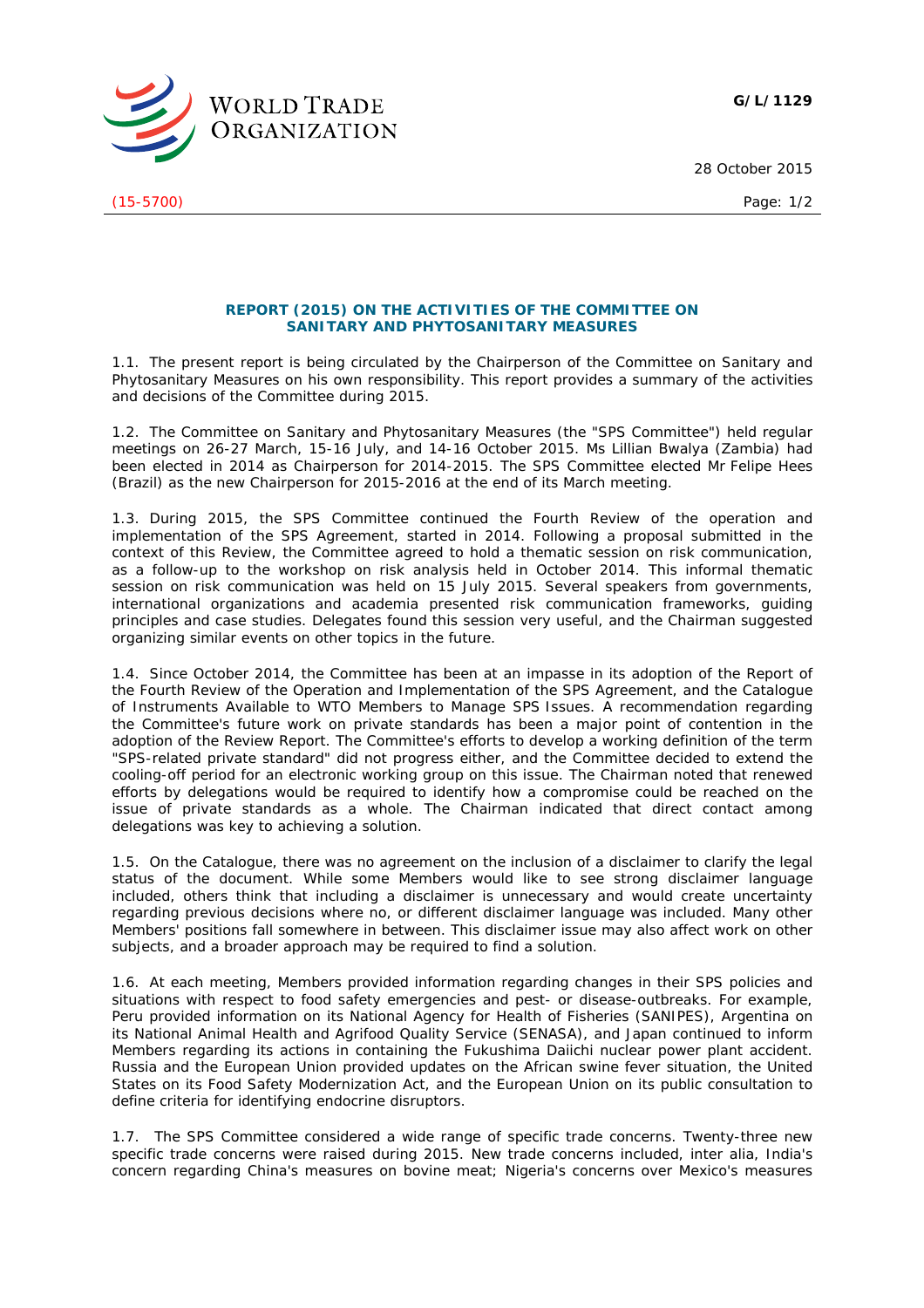WORLD TRADE ORGANIZATION

**G/L/1129**

28 October 2015

(15-5700)

## REPORT (2015) ON THE ACTIVITIES OF THE COMMITTEE ON SANITARY AND PHYTOSANITARY MEASURES

1.1. The present report is being circulated by the Chairperson of the Committee on Sanitary and Phytosanitary Measures on his own responsibility. This report provides a summary of the activities and decisions of the Committee during 2015.

1.2. The Committee on Sanitary and Phytosanitary Measures (the "SPS Committee") held regular meetings on 26-27 March, 15-16 July, and 14-16 October 2015. Ms Lillian Bwalya (Zambia) had been elected in 2014 as Chairperson for 2014-2015. The SPS Committee elected Mr Felipe Hees (Brazil) as the new Chairperson for 2015-2016 at the end of its March meeting.

1.3. During 2015, the SPS Committee continued the Fourth Review of the operation and implementation of the SPS Agreement, started in 2014. Following a proposal submitted in the context of this Review, the Committee agreed to hold a thematic session on risk communication, as a follow-up to the workshop on risk analysis held in October 2014. This informal thematic session on risk communication was held on 15 July 2015. Several speakers from governments, international organizations and academia presented risk communication frameworks, guiding principles and case studies. Delegates found this session very useful, and the Chairman suggested organizing similar events on other topics in the future.

1.4. Since October 2014, the Committee has been at an impasse in its adoption of the Report of the Fourth Review of the Operation and Implementation of the SPS Agreement, and the Catalogue of Instruments Available to WTO Members to Manage SPS Issues. A recommendation regarding the Committee's future work on private standards has been a major point of contention in the adoption of the Review Report. The Committee's efforts to develop a working definition of the term "SPS-related private standard" did not progress either, and the Committee decided to extend the cooling-off period for an electronic working group on this issue. The Chairman noted that renewed efforts by delegations would be required to identify how a compromise could be reached on the issue of private standards as a whole. The Chairman indicated that direct contact among delegations was key to achieving a solution.

1.5. On the Catalogue, there was no agreement on the inclusion of a disclaimer to clarify the legal status of the document. While some Members would like to see strong disclaimer language included, others think that including a disclaimer is unnecessary and would create uncertainty regarding previous decisions where no, or different disclaimer language was included. Many other Members' positions fall somewhere in between. This disclaimer issue may also affect work on other subjects, and a broader approach may be required to find a solution.

1.6. At each meeting, Members provided information regarding changes in their SPS policies and situations with respect to food safety emergencies and pest- or disease-outbreaks. For example, Peru provided information on its National Agency for Health of Fisheries (SANIPES), Argentina on its National Animal Health and Agrifood Quality Service (SENASA), and Japan continued to inform Members regarding its actions in containing the Fukushima Daiichi nuclear power plant accident. Russia and the European Union provided updates on the African swine fever situation, the United States on its Food Safety Modernization Act, and the European Union on its public consultation to define criteria for identifying endocrine disruptors.

1.7. The SPS Committee considered a wide range of specific trade concerns. Twenty-three new specific trade concerns were raised during 2015. New trade concerns included, inter alia, India's concern regarding China's measures on bovine meat; Nigeria's concerns over Mexico's measures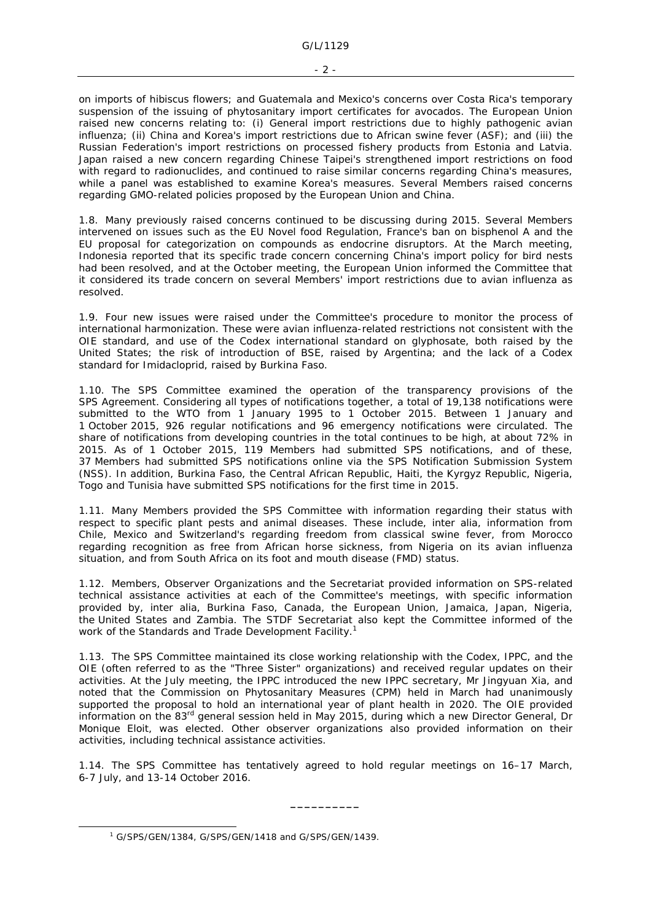on imports of hibiscus flowers; and Guatemala and Mexico's concerns over Costa Rica's temporary suspension of the issuing of phytosanitary import certificates for avocados. The European Union raised new concerns relating to: (i) General import restrictions due to highly pathogenic avian influenza; (ii) China and Korea's import restrictions due to African swine fever (ASF); and (iii) the Russian Federation's import restrictions on processed fishery products from Estonia and Latvia. Japan raised a new concern regarding Chinese Taipei's strengthened import restrictions on food with regard to radionuclides, and continued to raise similar concerns regarding China's measures, while a panel was established to examine Korea's measures. Several Members raised concerns regarding GMO-related policies proposed by the European Union and China.

1.8. Many previously raised concerns continued to be discussing during 2015. Several Members intervened on issues such as the EU Novel food Regulation, France's ban on bisphenol A and the EU proposal for categorization on compounds as endocrine disruptors. At the March meeting, Indonesia reported that its specific trade concern concerning China's import policy for bird nests had been resolved, and at the October meeting, the European Union informed the Committee that it considered its trade concern on several Members' import restrictions due to avian influenza as resolved.

1.9. Four new issues were raised under the Committee's procedure to monitor the process of international harmonization. These were avian influenza-related restrictions not consistent with the OIE standard, and use of the Codex international standard on glyphosate, both raised by the United States; the risk of introduction of BSE, raised by Argentina; and the lack of a Codex standard for Imidacloprid, raised by Burkina Faso.

1.10. The SPS Committee examined the operation of the transparency provisions of the SPS Agreement. Considering all types of notifications together, a total of 19,138 notifications were submitted to the WTO from 1 January 1995 to 1 October 2015. Between 1 January and 1 October 2015, 926 regular notifications and 96 emergency notifications were circulated. The share of notifications from developing countries in the total continues to be high, at about 72% in 2015. As of 1 October 2015, 119 Members had submitted SPS notifications, and of these, 37 Members had submitted SPS notifications online via the SPS Notification Submission System (NSS). In addition, Burkina Faso, the Central African Republic, Haiti, the Kyrgyz Republic, Nigeria, Togo and Tunisia have submitted SPS notifications for the first time in 2015.

1.11. Many Members provided the SPS Committee with information regarding their status with respect to specific plant pests and animal diseases. These include, inter alia, information from Chile, Mexico and Switzerland's regarding freedom from classical swine fever, from Morocco regarding recognition as free from African horse sickness, from Nigeria on its avian influenza situation, and from South Africa on its foot and mouth disease (FMD) status.

1.12. Members, Observer Organizations and the Secretariat provided information on SPS-related technical assistance activities at each of the Committee's meetings, with specific information provided by, inter alia, Burkina Faso, Canada, the European Union, Jamaica, Japan, Nigeria, the United States and Zambia. The STDF Secretariat also kept the Committee informed of the work of the Standards and Trade Development Facility.[1]

1.13. The SPS Committee maintained its close working relationship with the Codex, IPPC, and the OIE (often referred to as the "Three Sister" organizations) and received regular updates on their activities. At the July meeting, the IPPC introduced the new IPPC secretary, Mr Jingyuan Xia, and noted that the Commission on Phytosanitary Measures (CPM) held in March had unanimously supported the proposal to hold an international year of plant health in 2020. The OIE provided information on the 83rd general session held in May 2015, during which a new Director General, Dr Monique Eloit, was elected. Other observer organizations also provided information on their activities, including technical assistance activities.

1.14. The SPS Committee has tentatively agreed to hold regular meetings on 16–17 March, 6-7 July, and 13-14 October 2016.

__________

[1] G/SPS/GEN/1384, G/SPS/GEN/1418 and G/SPS/GEN/1439.